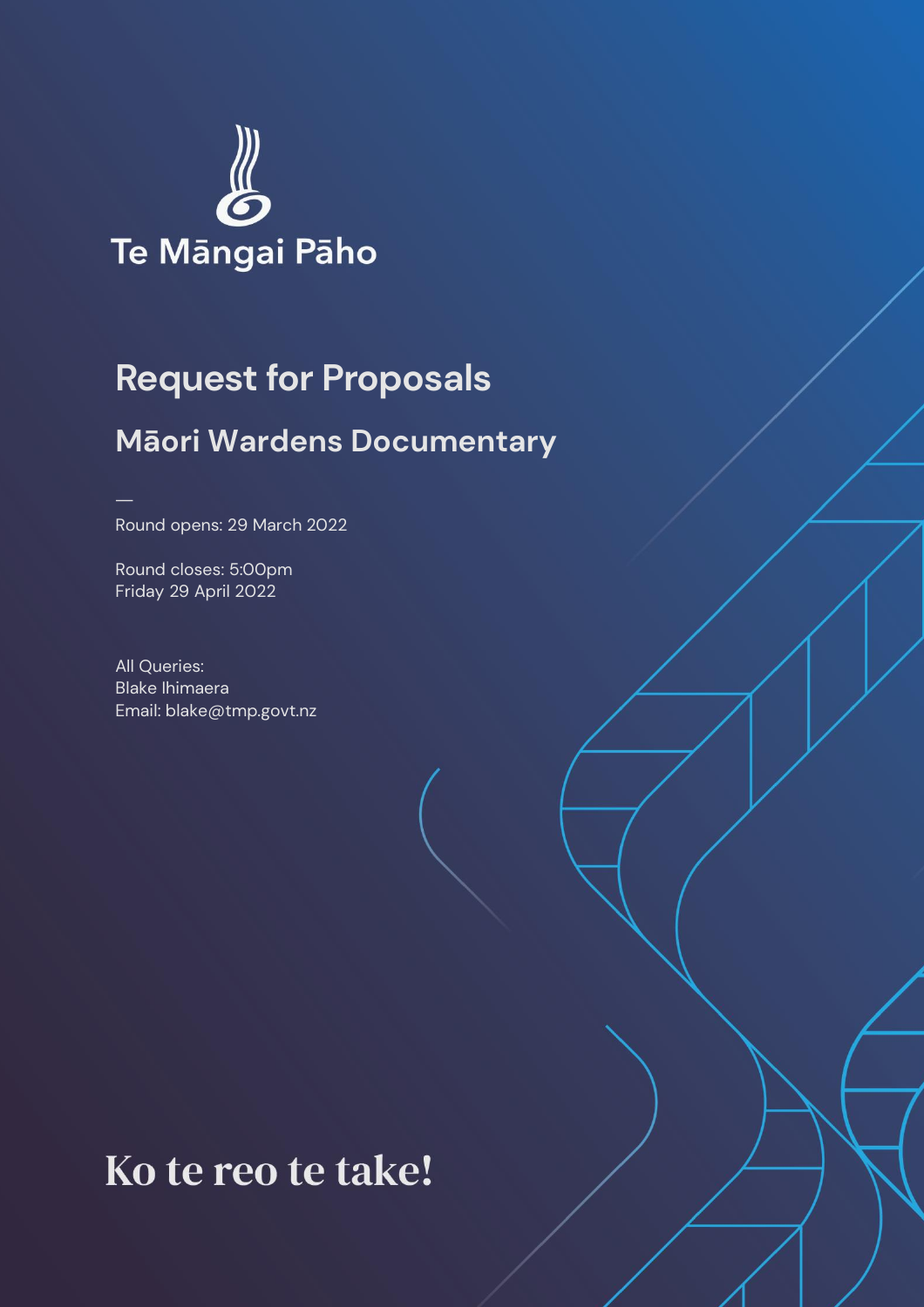Te Māngai Pāho

# Request for Proposals

## Māori Wardens Documentary

—

Round opens: 29 March 2022

Round closes: 5:00pm
Friday 29 April 2022

All Queries:
Blake Ihimaera
Email: blake@tmp.govt.nz

**Ko te reo te take!**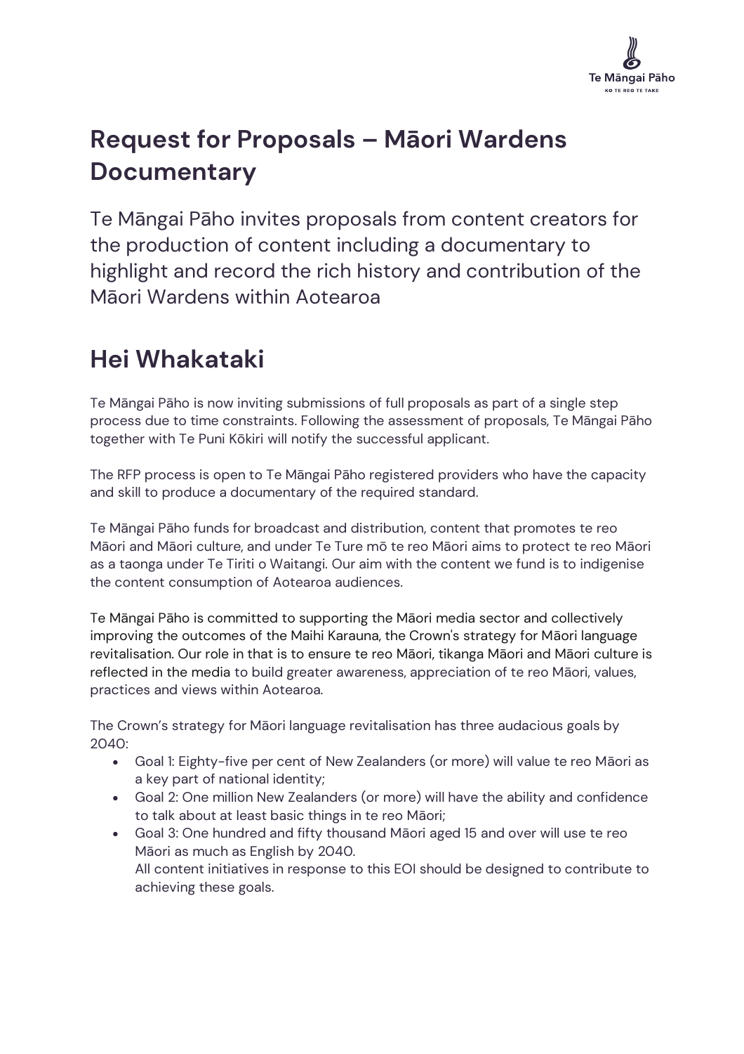# Request for Proposals – Māori Wardens Documentary

Te Māngai Pāho invites proposals from content creators for the production of content including a documentary to highlight and record the rich history and contribution of the Māori Wardens within Aotearoa

# Hei Whakataki

Te Māngai Pāho is now inviting submissions of full proposals as part of a single step process due to time constraints. Following the assessment of proposals, Te Māngai Pāho together with Te Puni Kōkiri will notify the successful applicant.

The RFP process is open to Te Māngai Pāho registered providers who have the capacity and skill to produce a documentary of the required standard.

Te Māngai Pāho funds for broadcast and distribution, content that promotes te reo Māori and Māori culture, and under Te Ture mō te reo Māori aims to protect te reo Māori as a taonga under Te Tiriti o Waitangi. Our aim with the content we fund is to indigenise the content consumption of Aotearoa audiences.

Te Māngai Pāho is committed to supporting the Māori media sector and collectively improving the outcomes of the Maihi Karauna, the Crown's strategy for Māori language revitalisation. Our role in that is to ensure te reo Māori, tikanga Māori and Māori culture is reflected in the media to build greater awareness, appreciation of te reo Māori, values, practices and views within Aotearoa.

The Crown's strategy for Māori language revitalisation has three audacious goals by 2040:

- Goal 1: Eighty-five per cent of New Zealanders (or more) will value te reo Māori as a key part of national identity;
- Goal 2: One million New Zealanders (or more) will have the ability and confidence to talk about at least basic things in te reo Māori;
- Goal 3: One hundred and fifty thousand Māori aged 15 and over will use te reo Māori as much as English by 2040.
  All content initiatives in response to this EOI should be designed to contribute to achieving these goals.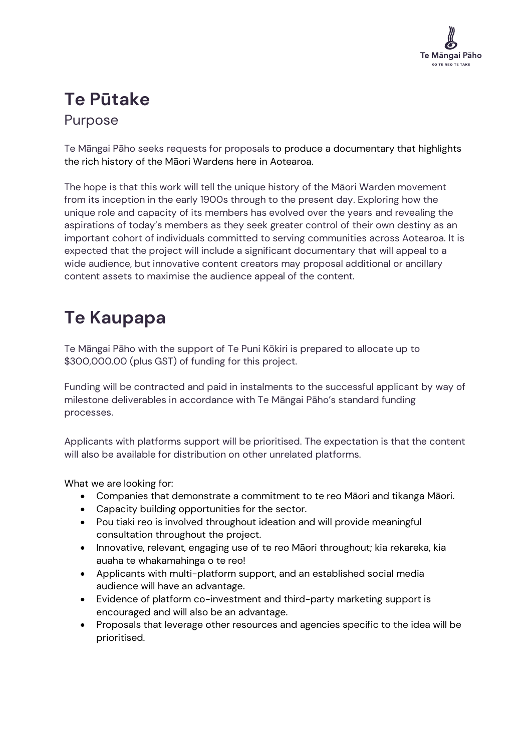# Te Pūtake

Purpose

Te Māngai Pāho seeks requests for proposals to produce a documentary that highlights the rich history of the Māori Wardens here in Aotearoa.

The hope is that this work will tell the unique history of the Māori Warden movement from its inception in the early 1900s through to the present day. Exploring how the unique role and capacity of its members has evolved over the years and revealing the aspirations of today's members as they seek greater control of their own destiny as an important cohort of individuals committed to serving communities across Aotearoa. It is expected that the project will include a significant documentary that will appeal to a wide audience, but innovative content creators may proposal additional or ancillary content assets to maximise the audience appeal of the content.

# Te Kaupapa

Te Māngai Pāho with the support of Te Puni Kōkiri is prepared to allocate up to $300,000.00 (plus GST) of funding for this project.

Funding will be contracted and paid in instalments to the successful applicant by way of milestone deliverables in accordance with Te Māngai Pāho's standard funding processes.

Applicants with platforms support will be prioritised. The expectation is that the content will also be available for distribution on other unrelated platforms.

What we are looking for:

- Companies that demonstrate a commitment to te reo Māori and tikanga Māori.
- Capacity building opportunities for the sector.
- Pou tiaki reo is involved throughout ideation and will provide meaningful consultation throughout the project.
- Innovative, relevant, engaging use of te reo Māori throughout; kia rekareka, kia auaha te whakamahinga o te reo!
- Applicants with multi-platform support, and an established social media audience will have an advantage.
- Evidence of platform co-investment and third-party marketing support is encouraged and will also be an advantage.
- Proposals that leverage other resources and agencies specific to the idea will be prioritised.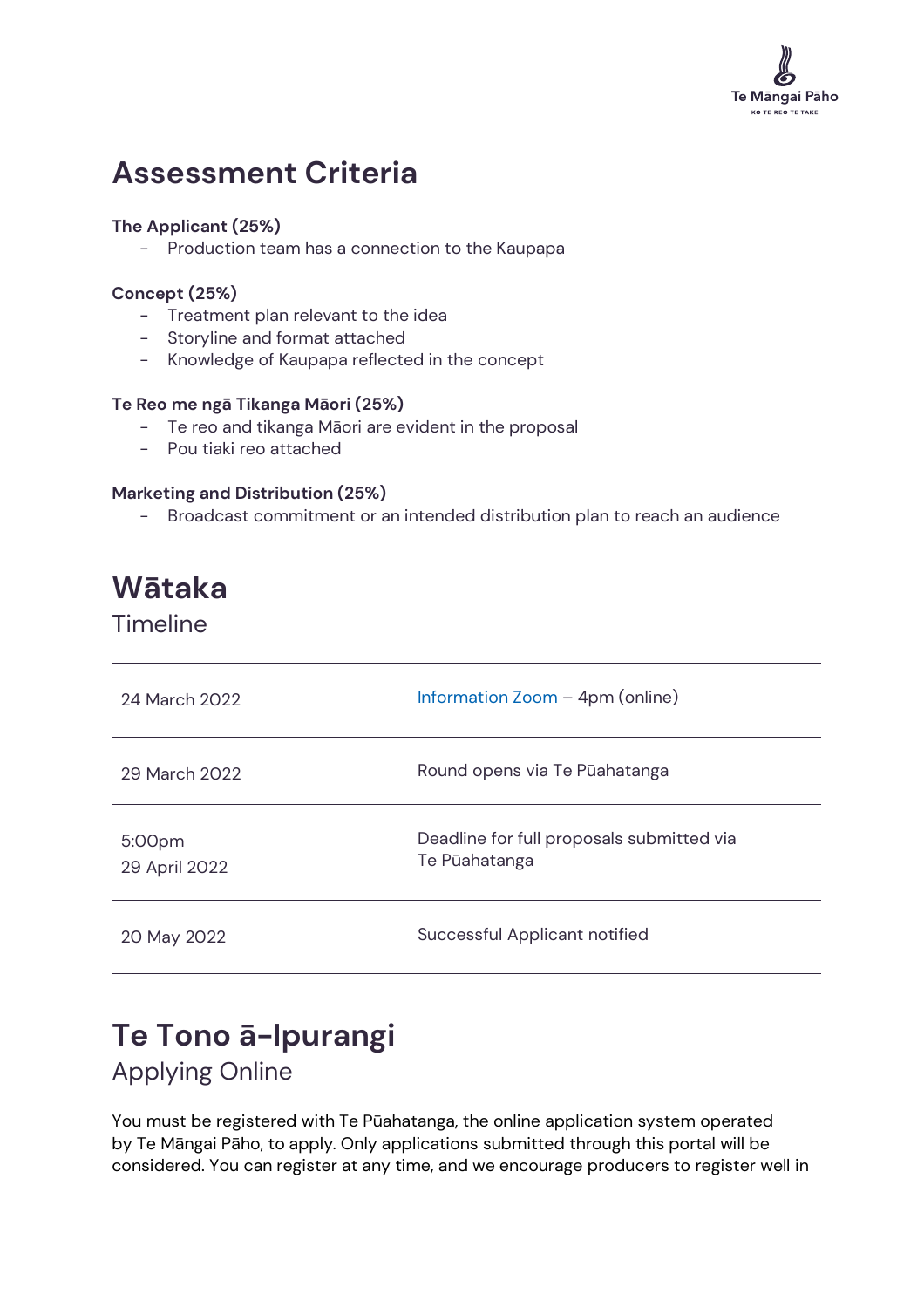## Assessment Criteria

**The Applicant (25%)**

- Production team has a connection to the Kaupapa

**Concept (25%)**

- Treatment plan relevant to the idea
- Storyline and format attached
- Knowledge of Kaupapa reflected in the concept

**Te Reo me ngā Tikanga Māori (25%)**

- Te reo and tikanga Māori are evident in the proposal
- Pou tiaki reo attached

**Marketing and Distribution (25%)**

- Broadcast commitment or an intended distribution plan to reach an audience

## Wātaka

Timeline

| | |
|---|---|
| 24 March 2022 | Information Zoom – 4pm (online) |
| 29 March 2022 | Round opens via Te Pūahatanga |
| 5:00pm 29 April 2022 | Deadline for full proposals submitted via Te Pūahatanga |
| 20 May 2022 | Successful Applicant notified |

## Te Tono ā-Ipurangi

Applying Online

You must be registered with Te Pūahatanga, the online application system operated by Te Māngai Pāho, to apply. Only applications submitted through this portal will be considered. You can register at any time, and we encourage producers to register well in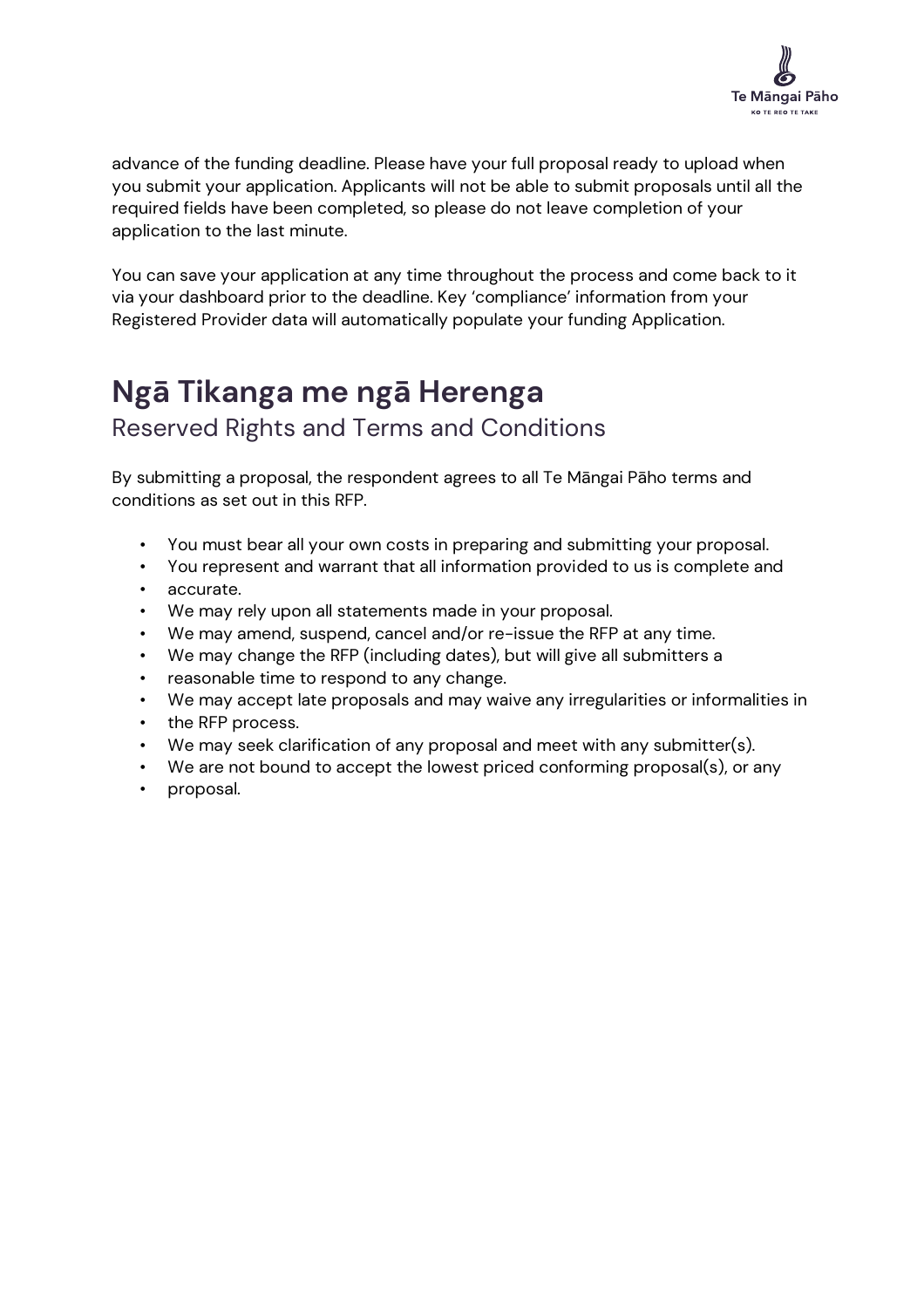advance of the funding deadline. Please have your full proposal ready to upload when you submit your application. Applicants will not be able to submit proposals until all the required fields have been completed, so please do not leave completion of your application to the last minute.

You can save your application at any time throughout the process and come back to it via your dashboard prior to the deadline. Key 'compliance' information from your Registered Provider data will automatically populate your funding Application.

## Ngā Tikanga me ngā Herenga

### Reserved Rights and Terms and Conditions

By submitting a proposal, the respondent agrees to all Te Māngai Pāho terms and conditions as set out in this RFP.

- You must bear all your own costs in preparing and submitting your proposal.
- You represent and warrant that all information provided to us is complete and
- accurate.
- We may rely upon all statements made in your proposal.
- We may amend, suspend, cancel and/or re-issue the RFP at any time.
- We may change the RFP (including dates), but will give all submitters a
- reasonable time to respond to any change.
- We may accept late proposals and may waive any irregularities or informalities in
- the RFP process.
- We may seek clarification of any proposal and meet with any submitter(s).
- We are not bound to accept the lowest priced conforming proposal(s), or any
- proposal.